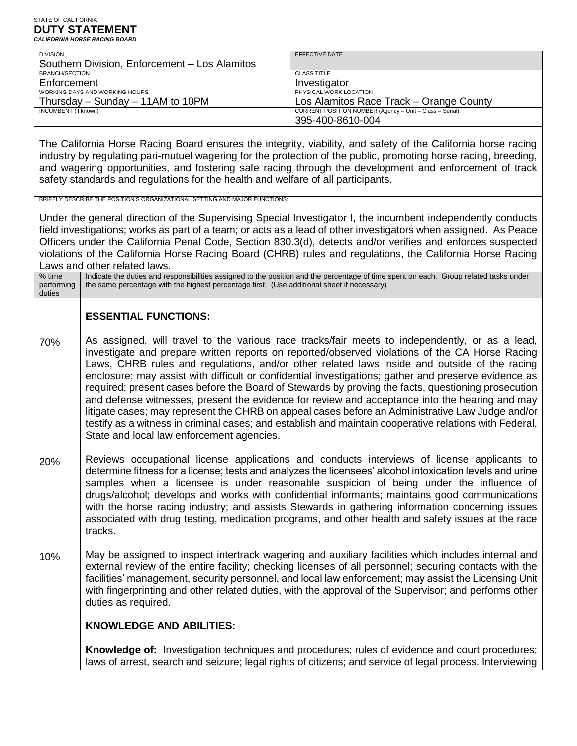STATE OF CALIFORNIA

# DUTY STATEMENT

***CALIFORNIA HORSE RACING BOARD***

| DIVISION | EFFECTIVE DATE |
|---|---|
| Southern Division, Enforcement – Los Alamitos | |
| BRANCH/SECTION<br>Enforcement | CLASS TITLE<br>Investigator |
| WORKING DAYS AND WORKING HOURS<br>Thursday – Sunday – 11AM to 10PM | PHYSICAL WORK LOCATION<br>Los Alamitos Race Track – Orange County |
| INCUMBENT (if known) | CURRENT POSITION NUMBER (Agency – Unit – Class – Serial)<br>395-400-8610-004 |

The California Horse Racing Board ensures the integrity, viability, and safety of the California horse racing industry by regulating pari-mutuel wagering for the protection of the public, promoting horse racing, breeding, and wagering opportunities, and fostering safe racing through the development and enforcement of track safety standards and regulations for the health and welfare of all participants.

BRIEFLY DESCRIBE THE POSITION'S ORGANIZATIONAL SETTING AND MAJOR FUNCTIONS:

Under the general direction of the Supervising Special Investigator I, the incumbent independently conducts field investigations; works as part of a team; or acts as a lead of other investigators when assigned. As Peace Officers under the California Penal Code, Section 830.3(d), detects and/or verifies and enforces suspected violations of the California Horse Racing Board (CHRB) rules and regulations, the California Horse Racing Laws and other related laws.

| % time performing duties | Indicate the duties and responsibilities assigned to the position and the percentage of time spent on each. Group related tasks under the same percentage with the highest percentage first. (Use additional sheet if necessary) |
|---|---|
| | **ESSENTIAL FUNCTIONS:** |
| 70% | As assigned, will travel to the various race tracks/fair meets to independently, or as a lead, investigate and prepare written reports on reported/observed violations of the CA Horse Racing Laws, CHRB rules and regulations, and/or other related laws inside and outside of the racing enclosure; may assist with difficult or confidential investigations; gather and preserve evidence as required; present cases before the Board of Stewards by proving the facts, questioning prosecution and defense witnesses, present the evidence for review and acceptance into the hearing and may litigate cases; may represent the CHRB on appeal cases before an Administrative Law Judge and/or testify as a witness in criminal cases; and establish and maintain cooperative relations with Federal, State and local law enforcement agencies. |
| 20% | Reviews occupational license applications and conducts interviews of license applicants to determine fitness for a license; tests and analyzes the licensees' alcohol intoxication levels and urine samples when a licensee is under reasonable suspicion of being under the influence of drugs/alcohol; develops and works with confidential informants; maintains good communications with the horse racing industry; and assists Stewards in gathering information concerning issues associated with drug testing, medication programs, and other health and safety issues at the race tracks. |
| 10% | May be assigned to inspect intertrack wagering and auxiliary facilities which includes internal and external review of the entire facility; checking licenses of all personnel; securing contacts with the facilities' management, security personnel, and local law enforcement; may assist the Licensing Unit with fingerprinting and other related duties, with the approval of the Supervisor; and performs other duties as required. |
| | **KNOWLEDGE AND ABILITIES:** |
| | **Knowledge of:** Investigation techniques and procedures; rules of evidence and court procedures; laws of arrest, search and seizure; legal rights of citizens; and service of legal process. Interviewing |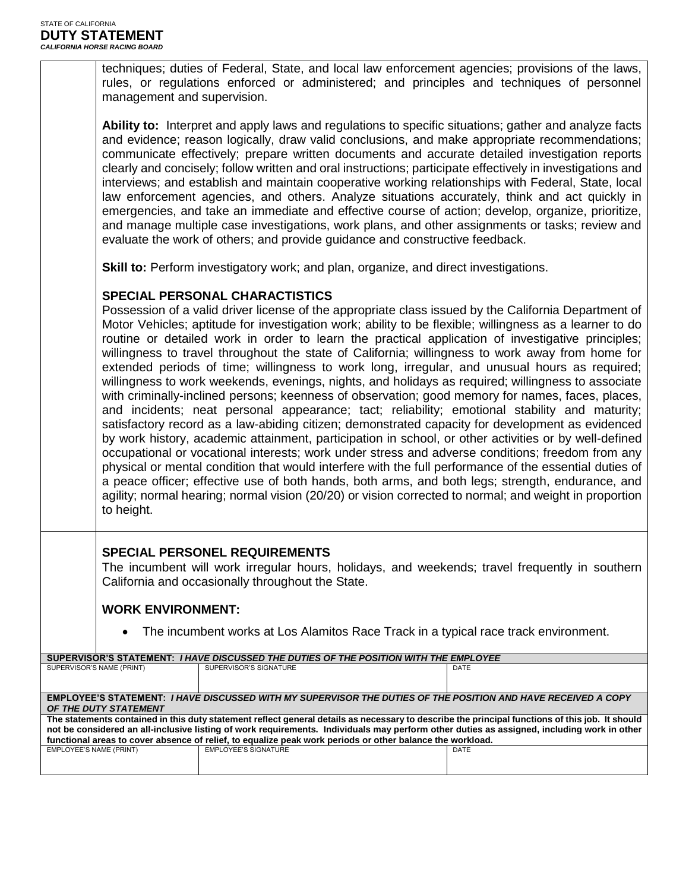techniques; duties of Federal, State, and local law enforcement agencies; provisions of the laws, rules, or regulations enforced or administered; and principles and techniques of personnel management and supervision.

**Ability to:** Interpret and apply laws and regulations to specific situations; gather and analyze facts and evidence; reason logically, draw valid conclusions, and make appropriate recommendations; communicate effectively; prepare written documents and accurate detailed investigation reports clearly and concisely; follow written and oral instructions; participate effectively in investigations and interviews; and establish and maintain cooperative working relationships with Federal, State, local law enforcement agencies, and others. Analyze situations accurately, think and act quickly in emergencies, and take an immediate and effective course of action; develop, organize, prioritize, and manage multiple case investigations, work plans, and other assignments or tasks; review and evaluate the work of others; and provide guidance and constructive feedback.

**Skill to:** Perform investigatory work; and plan, organize, and direct investigations.

### SPECIAL PERSONAL CHARACTISTICS

Possession of a valid driver license of the appropriate class issued by the California Department of Motor Vehicles; aptitude for investigation work; ability to be flexible; willingness as a learner to do routine or detailed work in order to learn the practical application of investigative principles; willingness to travel throughout the state of California; willingness to work away from home for extended periods of time; willingness to work long, irregular, and unusual hours as required; willingness to work weekends, evenings, nights, and holidays as required; willingness to associate with criminally-inclined persons; keenness of observation; good memory for names, faces, places, and incidents; neat personal appearance; tact; reliability; emotional stability and maturity; satisfactory record as a law-abiding citizen; demonstrated capacity for development as evidenced by work history, academic attainment, participation in school, or other activities or by well-defined occupational or vocational interests; work under stress and adverse conditions; freedom from any physical or mental condition that would interfere with the full performance of the essential duties of a peace officer; effective use of both hands, both arms, and both legs; strength, endurance, and agility; normal hearing; normal vision (20/20) or vision corrected to normal; and weight in proportion to height.

### SPECIAL PERSONEL REQUIREMENTS

The incumbent will work irregular hours, holidays, and weekends; travel frequently in southern California and occasionally throughout the State.

### WORK ENVIRONMENT:

- The incumbent works at Los Alamitos Race Track in a typical race track environment.

**SUPERVISOR'S STATEMENT:** ***I HAVE DISCUSSED THE DUTIES OF THE POSITION WITH THE EMPLOYEE***

| SUPERVISOR'S NAME (PRINT) | SUPERVISOR'S SIGNATURE | DATE |
|---|---|---|
| | | |

**EMPLOYEE'S STATEMENT:** ***I HAVE DISCUSSED WITH MY SUPERVISOR THE DUTIES OF THE POSITION AND HAVE RECEIVED A COPY OF THE DUTY STATEMENT***

**The statements contained in this duty statement reflect general details as necessary to describe the principal functions of this job. It should not be considered an all-inclusive listing of work requirements. Individuals may perform other duties as assigned, including work in other functional areas to cover absence of relief, to equalize peak work periods or other balance the workload.**

| EMPLOYEE'S NAME (PRINT) | EMPLOYEE'S SIGNATURE | DATE |
|---|---|---|
| | | |